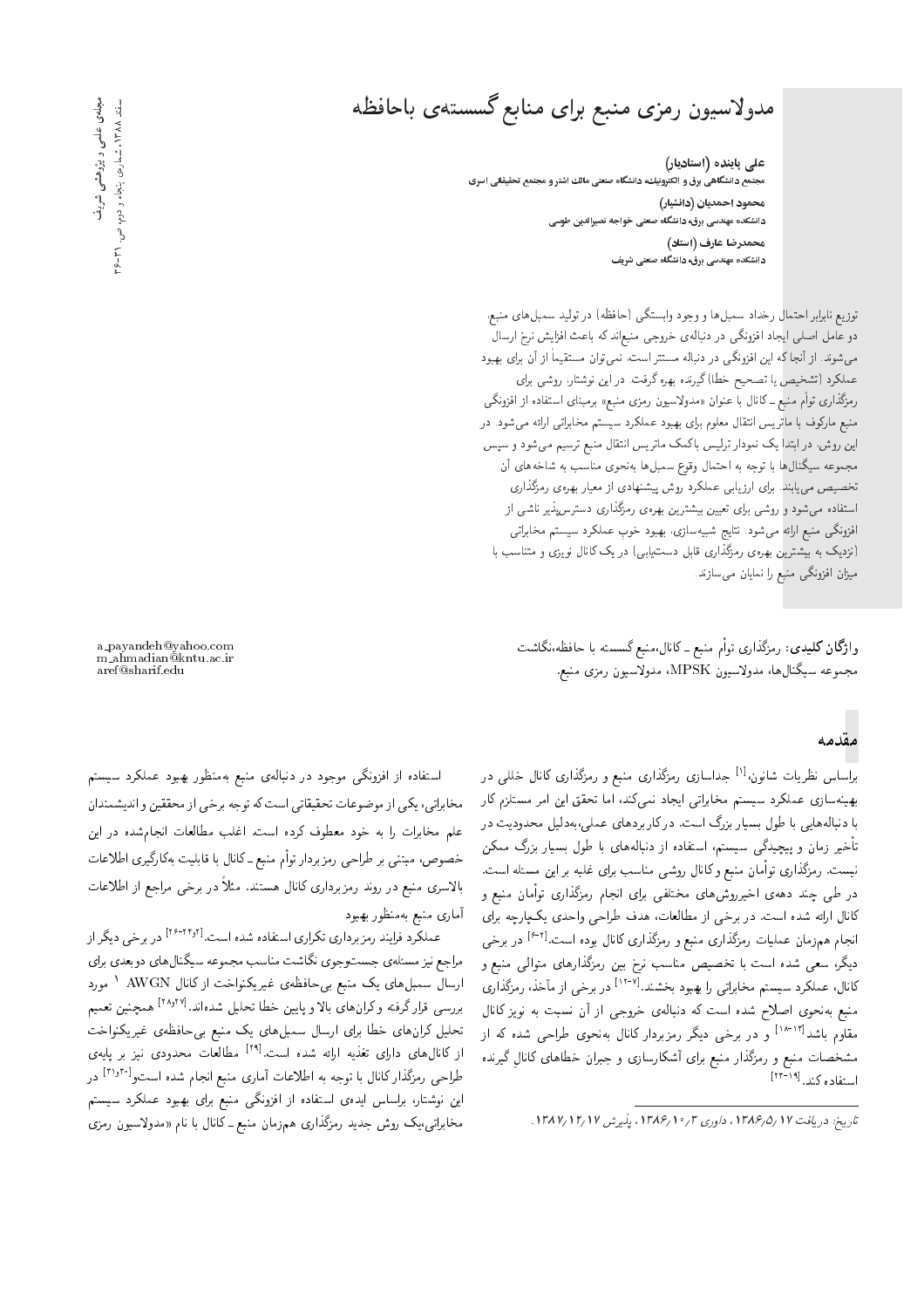# مدولاسیون رمزی منبع برای منابع گسسته‌ی باحافظه

**علی پاینده (استادیار)**
مجتمع دانشگاهی برق و الکترونیک، دانشگاه صنعتی مالک اشتر و مجتمع تحقیقاتی اسری

**محمود احمدیان (دانشیار)**
دانشکده مهندسی برق، دانشگاه صنعتی خواجه نصیرالدین طوسی

**محمدرضا عارف (استاد)**
دانشکده مهندسی برق، دانشگاه صنعتی شریف

توزیع نابرابر احتمال رخداد سمبل‌ها و وجود وابستگی (حافظه) در تولید سمبل‌های منبع، دو عامل اصلی ایجاد افزونگی در دنباله‌ی خروجی منبع‌اند که باعث افزایش نرخ ارسال می‌شوند. از آنجا که این افزونگی در دنباله مستتر است، نمی‌توان مستقیماً از آن برای بهبود عملکرد (تشخیص یا تصحیح خطا) گیرنده بهره گرفت. در این نوشتار، روشی برای رمزگذاری توأم منبع ـ کانال با عنوان «مدولاسیون رمزی منبع» برمبنای استفاده از افزونگی منبع مارکوف با ماتریس انتقال معلوم برای بهبود عملکرد سیستم مخابراتی ارائه می‌شود. در این روش، در ابتدا یک نمودار ترلیس باکمک ماتریس انتقال منبع ترسیم می‌شود و سپس مجموعه سیگنال‌ها با توجه به احتمال وقوع سمبل‌ها به‌نحوی مناسب به شاخه‌های آن تخصیص می‌یابند. برای ارزیابی عملکرد روش پیشنهادی از معیار بهره‌ی رمزگذاری استفاده می‌شود و روشی برای تعیین بیشترین بهره‌ی رمزگذاری دسترس‌پذیر ناشی از افزونگی منبع ارائه می‌شود. نتایج شبیه‌سازی، بهبود خوب عملکرد سیستم مخابراتی (نزدیک به بیشترین بهره‌ی رمزگذاری قابل دستیابی) در یک کانال نویزی و متناسب با میزان افزونگی منبع را نمایان می‌سازند.

**واژگان کلیدی:** رمزگذاری توأم منبع ـ کانال، منبع گسسته با حافظه، نگاشت مجموعه سیگنال‌ها، مدولاسیون MPSK، مدولاسیون رمزی منبع.

a_payandeh@yahoo.com
m_ahmadian@kntu.ac.ir
aref@sharif.edu

## مقدمه

براساس نظریات شانون،[1] جداسازی رمزگذاری منبع و رمزگذاری کانال خللی در بهینه‌سازی عملکرد سیستم مخابراتی ایجاد نمی‌کند، اما تحقق این امر مستلزم کار با دنباله‌هایی با طول بسیار بزرگ است. در کاربردهای عملی، به‌دلیل محدودیت در تأخیر زمان و پیچیدگی سیستم، استفاده از دنباله‌های با طول بسیار بزرگ ممکن نیست. رمزگذاری توأمان منبع و کانال روشی مناسب برای غلبه بر این مسئله است. در طی چند دهه‌ی اخیر روش‌های مختلفی برای انجام رمزگذاری توأمان منبع و کانال ارائه شده است. در برخی از مطالعات، هدف طراحی واحدی یکپارچه برای انجام هم‌زمان عملیات رمزگذاری منبع و رمزگذاری کانال بوده است.[2-6] در برخی دیگر، سعی شده است با تخصیص مناسب نرخ بین رمزگذارهای متوالی منبع و کانال، عملکرد سیستم مخابراتی را بهبود بخشند.[7-12] در برخی از مآخذ، رمزگذاری منبع به‌نحوی اصلاح شده است که دنباله‌ی خروجی از آن نسبت به نویز کانال مقاوم باشد[13-18] و در برخی دیگر رمزبردار کانال به‌نحوی طراحی شده که از مشخصات منبع و رمزگذار منبع برای آشکارسازی و جبران خطاهای کانالِ گیرنده استفاده کند.[19-23]

استفاده از افزونگی موجود در دنباله‌ی منبع به‌منظور بهبود عملکرد سیستم مخابراتی، یکی از موضوعات تحقیقاتی است که توجه برخی از محققین و اندیشمندان علم مخابرات را به خود معطوف کرده است. اغلب مطالعات انجام‌شده در این خصوص، مبتنی بر طراحی رمزبردار توأم منبع ـ کانال با قابلیت به‌کارگیری اطلاعات بالاسری منبع در روند رمزبرداری کانال هستند. مثلاً در برخی مراجع از اطلاعات آماری منبع به‌منظور بهبود عملکرد فرایند رمزبرداری تکراری استفاده شده است.[2و24-26] در برخی دیگر از مراجع نیز مسئله‌ی جست‌وجوی نگاشت مناسب مجموعه سیگنال‌های دوبعدی برای ارسال سمبل‌های یک منبع بی‌حافظه‌ی غیریکنواخت از کانال AWGN [1] مورد بررسی قرار گرفته و کران‌های بالا و پایین خطا تحلیل شده‌اند.[27و28] همچنین تعمیم تحلیل کران‌های خطا برای ارسال سمبل‌های یک منبع بی‌حافظه‌ی غیریکنواخت از کانال‌های دارای تغذیه ارائه شده است.[29] مطالعات محدودی نیز بر پایه‌ی طراحی رمزگذار کانال با توجه به اطلاعات آماری منبع انجام شده است[30و31] در این نوشتار، براساس ایده‌ی استفاده از افزونگی منبع برای بهبود عملکرد سیستم مخابراتی، یک روش جدید رمزگذاری هم‌زمان منبع ـ کانال با نام «مدولاسیون رمزی

*تاریخ: دریافت ۱۳۸۶/۵/۱۷، داوری ۱۳۸۶/۱۰/۳، پذیرش ۱۳۸۷/۱۲/۱۷.*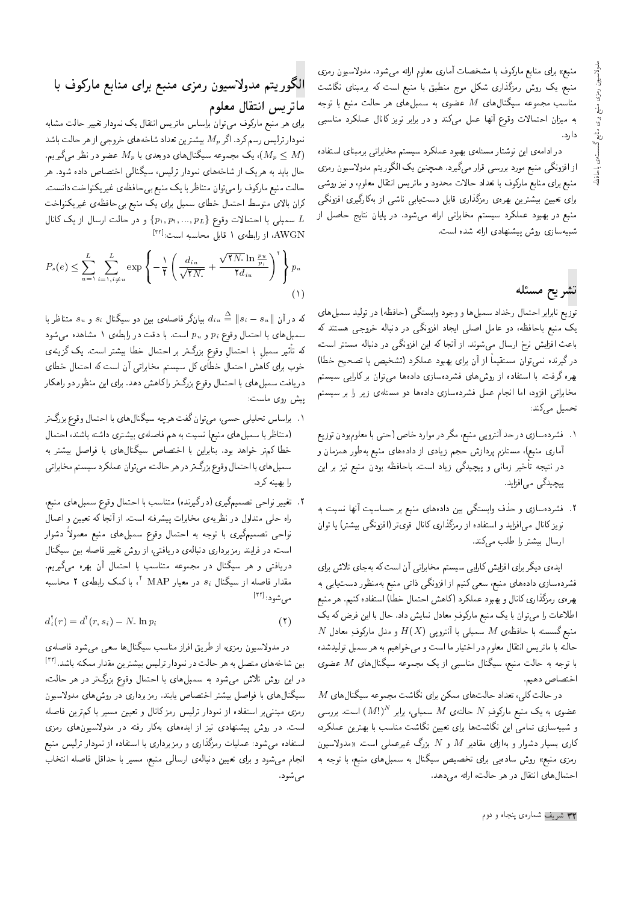منبع» برای منابع مارکوف با مشخصات آماری معلوم ارائه می‌شود. مدولاسیون رمزی منبع، یک روش رمزگذاری شکل موج منطبق با منبع است که برمبنای نگاشت مناسب مجموعه سیگنال‌های $M$ عضوی به سمبل‌های هر حالت منبع با توجه به میزان احتمالات وقوع آنها عمل می‌کند و در برابر نویز کانال عملکرد مناسبی دارد.

در ادامه‌ی این نوشتار مسئله‌ی بهبود عملکرد سیستم مخابراتی برمبنای استفاده از افزونگی منبع مورد بررسی قرار می‌گیرد. همچنین یک الگوریتم مدولاسیون رمزی منبع برای منابع مارکوف با تعداد حالات محدود و ماتریس انتقال معلوم، و نیز روشی برای تعیین بیشترین بهره‌ی رمزگذاری قابل دستیابی ناشی از به‌کارگیری افزونگی منبع در بهبود عملکرد سیستم مخابراتی ارائه می‌شود. در پایان نتایج حاصل از شبیه‌سازی روش پیشنهادی ارائه شده است.

## تشریح مسئله

توزیع نابرابر احتمال رخداد سمبل‌ها و وجود وابستگی (حافظه) در تولید سمبل‌های یک منبع باحافظه، دو عامل اصلی ایجاد افزونگی در دنباله خروجی هستند که باعث افزایش نرخ ارسال می‌شوند. از آنجا که این افزونگی در دنباله مستتر است، در گیرنده نمی‌توان مستقیماً از آن برای بهبود عملکرد (تشخیص یا تصحیح خطا) بهره گرفت. با استفاده از روش‌های فشرده‌سازی داده‌ها می‌توان برکارایی سیستم مخابراتی افزود، اما انجام عمل فشرده‌سازی داده‌ها دو مسئله‌ی زیر را بر سیستم تحمیل می‌کند:

۱. فشرده‌سازی در حد آنتروپی منبع، مگر در موارد خاص (حتی با معلوم‌بودن توزیع آماری منبع)، مستلزم پردازش حجم زیادی از داده‌های منبع به‌طور همزمان و در نتیجه تأخیر زمانی و پیچیدگی زیاد است. باحافظه بودن منبع نیز بر این پیچیدگی می‌افزاید.

۲. فشرده‌سازی و حذف وابستگی بین داده‌های منبع بر حساسیت آنها نسبت به نویز کانال می‌افزاید و استفاده از رمزگذاری کانال قوی‌تر (افزونگی بیشتر) یا توان ارسال بیشتر را طلب می‌کند.

ایده‌ی دیگر برای افزایش کارایی سیستم مخابراتی آن است که به‌جای تلاش برای فشرده‌سازی داده‌های منبع، سعی کنیم از افزونگی ذاتی منبع به‌منظور دستیابی به بهره‌ی رمزگذاری کانال و بهبود عملکرد (کاهش احتمال خطا) استفاده کنیم. هر منبع اطلاعات را می‌توان با یک منبع مارکوف معادل نمایش داد. حال با این فرض که یک منبع گسسته با حافظه‌ی $M$ سمبلی با آنتروپی $H(X)$ و مدل مارکوف معادل $N$ حالته با ماتریس انتقال معلوم در اختیار ما است و می‌خواهیم به هر سمبل تولیدشده با توجه به حالت منبع، سیگنال مناسبی از یک مجموعه سیگنال‌های $M$ عضوی اختصاص دهیم.

در حالت کلی، تعداد حالت‌های ممکن برای نگاشت مجموعه سیگنال‌های $M$ عضوی به یک منبع مارکوف $N$ حالته‌ی $M$ سمبلی، برابر $(M!)^N$ است. بررسی و شبیه‌سازی تمامی این نگاشت‌ها برای تعیین نگاشت مناسب با بهترین عملکرد، کاری بسیار دشوار و به‌ازای مقادیر $M$ و $N$ بزرگ غیرعملی است. «مدولاسیون رمزی منبع» روش ساده‌یی برای تخصیص سیگنال به سمبل‌های منبع، با توجه به احتمال‌های انتقال در هر حالت، ارائه می‌دهد.

## الگوریتم مدولاسیون رمزی منبع برای منابع مارکوف با ماتریس انتقال معلوم

برای هر منبع مارکوف می‌توان براساس ماتریس انتقال یک نمودار تغییر حالت مشابه نمودار ترلیس رسم کرد. اگر $M_p$ بیشترین تعداد شاخه‌های خروجی از هر حالت باشد $(M_p \leq M)$، یک مجموعه سیگنال‌های دوبعدی با $M_p$ عضو در نظر می‌گیریم. حال باید به هریک از شاخه‌های نمودار ترلیس، سیگنالی اختصاص داده شود. هر حالت منبع مارکوف را می‌توان متناظر با یک منبع بی‌حافظه‌ی غیریکنواخت دانست. کران بالای متوسط احتمال خطای سمبل برای یک منبع بی‌حافظه‌ی غیریکنواخت $L$ سمبلی با احتمالات وقوع $\{p_1, p_2, ..., p_L\}$ و در حالت ارسال از یک کانال AWGN، از رابطه‌ی ۱ قابل محاسبه است:[32]

$$P_s(e) \leq \sum_{u=1}^{L} \sum_{i=1, i\neq u}^{L} \exp\left\{-\frac{1}{2}\left(\frac{d_{iu}}{\sqrt{2N_0}} + \frac{\sqrt{2N_0}\ln\frac{p_u}{p_i}}{2d_{iu}}\right)^2\right\} p_u \quad (1)$$

که در آن $d_{iu} \triangleq \|s_i - s_u\|$ بیانگر فاصله‌ی بین دو سیگنال $s_i$ و $s_u$ متناظر با سمبل‌های با احتمال وقوع $p_i$ و $p_u$ است. با دقت در رابطه‌ی ۱ مشاهده می‌شود که تأثیر سمبل با احتمال وقوع بزرگ‌تر بر احتمال خطا بیشتر است. یک گزینه‌ی خوب برای کاهش احتمال خطای کل سیستم مخابراتی آن است که احتمال خطای دریافت سمبل‌های با احتمال وقوع بزرگ‌تر را کاهش دهد. برای این منظور دو راهکار پیش روی ماست:

۱. براساس تحلیلی حسی، می‌توان گفت هرچه سیگنال‌های با احتمال وقوع بزرگ‌تر (متناظر با سمبل‌های منبع) نسبت به هم فاصله‌ی بیشتری داشته باشند، احتمال خطا کم‌تر خواهد بود. بنابراین با اختصاص سیگنال‌های با فواصل بیشتر به سمبل‌های با احتمال وقوع بزرگ‌تر در هر حالت، می‌توان عملکرد سیستم مخابراتی را بهینه کرد.

۲. تغییر نواحی تصمیم‌گیری (در گیرنده) متناسب با احتمال وقوع سمبل‌های منبع، راه حلی متداول در نظریه‌ی مخابرات پیشرفته است. از آنجا که تعیین و اعمال نواحی تصمیم‌گیری با توجه به احتمال وقوع سمبل‌های منبع معمولاً دشوار است، در فرایند رمزبرداری دنباله‌ی دریافتی، از روش تغییر فاصله بین سیگنال دریافتی و هر سیگنال در مجموعه متناسب با احتمال آن بهره می‌گیریم. مقدار فاصله از سیگنال $s_i$ در معیار MAP [2]، با کمک رابطه‌ی ۲ محاسبه می‌شود:[32]

$$d_i'^2(r) = d^2(r, s_i) - N_0 \ln p_i \quad (2)$$

در مدولاسیون رمزی، از طریق افراز مناسب سیگنال‌ها سعی می‌شود فاصله‌ی بین شاخه‌های متصل به هر حالت در نمودار ترلیس بیشترین مقدار ممکنه باشد.[33] در این روش تلاش می‌شود به سمبل‌های با احتمال وقوع بزرگ‌تر در هر حالت، سیگنال‌های با فواصل بیشتر اختصاص یابند. رمز برداری در روش‌های مدولاسیون رمزی مبتنی‌بر استفاده از نمودار ترلیس و تعیین مسیر با کم‌ترین فاصله است. در روش پیشنهادی نیز از ایده‌های به‌کار رفته در مدولاسیون‌های رمزی استفاده می‌شود: عملیات رمزگذاری و رمزبرداری با استفاده از نمودار ترلیس منبع انجام می‌شود و برای تعیین دنباله‌ی ارسالی منبع، مسیر با حداقل فاصله انتخاب می‌شود.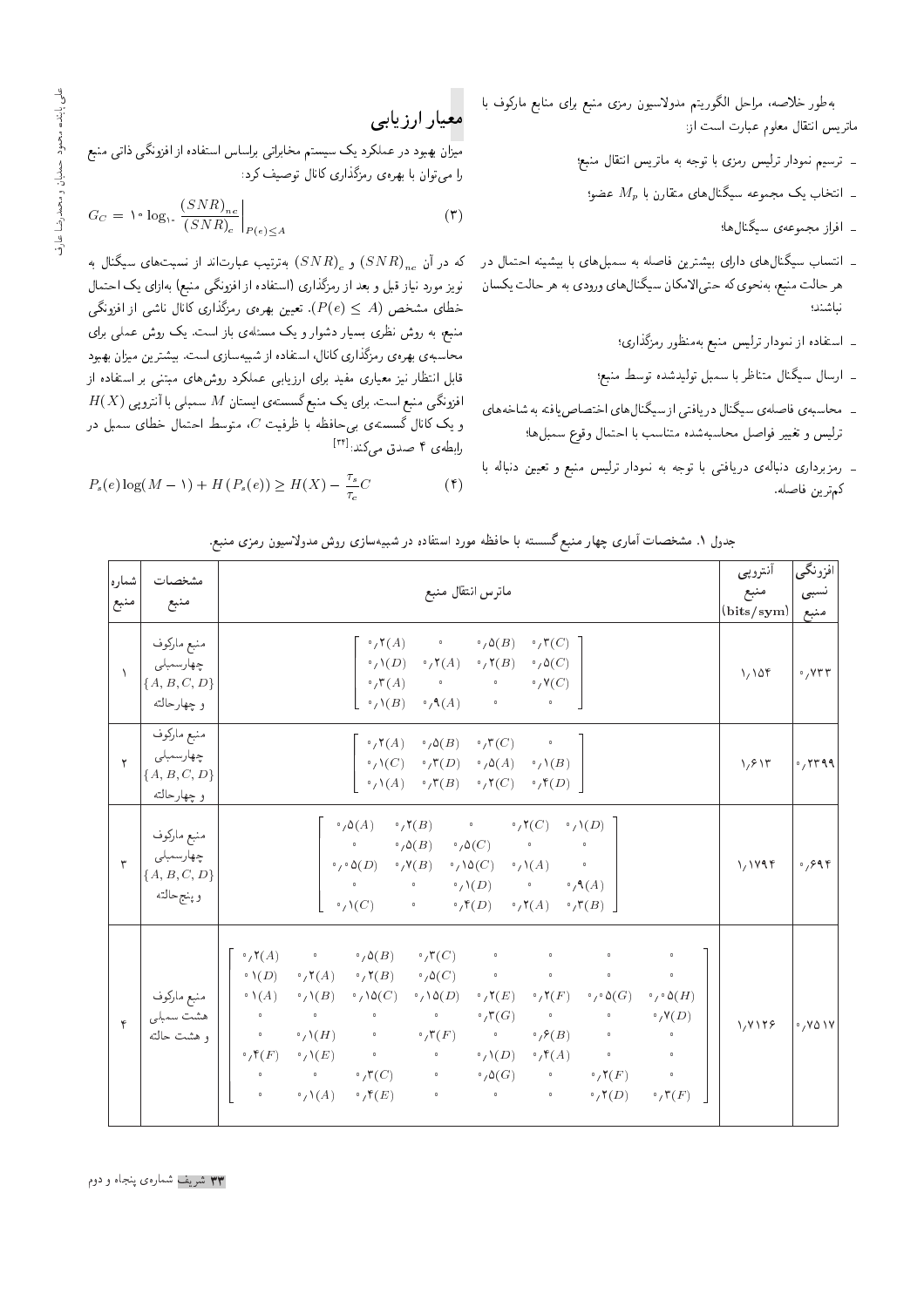به‌طور خلاصه، مراحل الگوریتم مدولاسیون رمزی منبع برای منابع مارکوف با ماتریس انتقال معلوم عبارت است از:

- ترسیم نمودار ترلیس رمزی با توجه به ماتریس انتقال منبع؛
- انتخاب یک مجموعه سیگنال‌های متقارن با $M_p$ عضو؛
- افراز مجموعه‌ی سیگنال‌ها؛
- انتساب سیگنال‌های دارای بیشترین فاصله به سمبل‌های با بیشینه احتمال در هر حالت منبع، به‌نحوی که حتی‌الامکان سیگنال‌های ورودی به هر حالت یکسان نباشند؛
- استفاده از نمودار ترلیس منبع به‌منظور رمزگذاری؛
- ارسال سیگنال متناظر با سمبل تولیدشده توسط منبع؛
- محاسبه‌ی فاصله‌ی سیگنال دریافتی از سیگنال‌های اختصاص‌یافته به شاخه‌های ترلیس و تغییر فواصل محاسبه‌شده متناسب با احتمال وقوع سمبل‌ها؛
- رمزبرداری دنباله‌ی دریافتی با توجه به نمودار ترلیس منبع و تعیین دنباله با کم‌ترین فاصله.

## معیار ارزیابی

میزان بهبود در عملکرد یک سیستم مخابراتی براساس استفاده از افزونگی ذاتی منبع را می‌توان با بهره‌ی رمزگذاری کانال توصیف کرد:

$$G_C = 10 \log_{10} \left. \frac{(SNR)_{nc}}{(SNR)_c} \right|_{P(e) \leq A} \qquad (3)$$

که در آن $(SNR)_{nc}$ و $(SNR)_c$ به‌ترتیب عبارت‌اند از نسبت‌های سیگنال به نویز مورد نیاز قبل و بعد از رمزگذاری (استفاده از افزونگی منبع) به‌ازای یک احتمال خطای مشخص ($P(e) \leq A$). تعیین بهره‌ی رمزگذاری کانال ناشی از افزونگی منبع، به روش نظری بسیار دشوار و یک مسئله‌ی باز است. یک روش عملی برای محاسبه‌ی بهره‌ی رمزگذاری کانال، استفاده از شبیه‌سازی است. بیشترین میزان بهبود قابل انتظار نیز معیاری مفید برای ارزیابی عملکرد روش‌های مبتنی بر استفاده از افزونگی منبع است. برای یک منبع گسسته‌ی ایستان $M$ سمبلی با آنتروپی $H(X)$ و یک کانال گسسته‌ی بی‌حافظه با ظرفیت $C$، متوسط احتمال خطای سمبل در رابطه‌ی ۴ صدق می‌کند:[22]

$$P_s(e)\log(M-1) + H(P_s(e)) \geq H(X) - \frac{\tau_s}{\tau_c} C \qquad (4)$$

جدول ۱. مشخصات آماری چهار منبع گسسته با حافظه مورد استفاده در شبیه‌سازی روش مدولاسیون رمزی منبع.

| شماره منبع | مشخصات منبع | ماترس انتقال منبع | آنتروپی منبع (bits/sym) | افزونگی نسبی منبع |
|---|---|---|---|---|
| ۱ | منبع مارکوف چهارسمبلی $\{A,B,C,D\}$ و چهارحالته | $\begin{bmatrix} 0{,}2(A) & 0 & 0{,}5(B) & 0{,}3(C) \\ 0{,}1(D) & 0{,}2(A) & 0{,}2(B) & 0{,}5(C) \\ 0{,}3(A) & 0 & 0 & 0{,}7(C) \\ 0{,}1(B) & 0{,}9(A) & 0 & 0 \end{bmatrix}$ | ۱٫۱۵۴ | ۰٫۷۳۳ |
| ۲ | منبع مارکوف چهارسمبلی $\{A,B,C,D\}$ و چهارحالته | $\begin{bmatrix} 0{,}2(A) & 0{,}5(B) & 0{,}3(C) & 0 \\ 0{,}1(C) & 0{,}3(D) & 0{,}5(A) & 0{,}1(B) \\ 0{,}1(A) & 0{,}3(B) & 0{,}2(C) & 0{,}4(D) \end{bmatrix}$ | ۱٫۶۱۳ | ۰٫۲۳۹۹ |
| ۳ | منبع مارکوف چهارسمبلی $\{A,B,C,D\}$ و پنج‌حالته | $\begin{bmatrix} 0{,}5(A) & 0{,}2(B) & 0 & 0{,}2(C) & 0{,}1(D) \\ 0 & 0{,}5(B) & 0{,}5(C) & 0 & 0 \\ 0{,}05(D) & 0{,}7(B) & 0{,}15(C) & 0{,}1(A) & 0 \\ 0 & 0 & 0{,}1(D) & 0 & 0{,}9(A) \\ 0{,}1(C) & 0 & 0{,}4(D) & 0{,}2(A) & 0{,}3(B) \end{bmatrix}$ | ۱٫۱۷۹۴ | ۰٫۶۹۴ |
| ۴ | منبع مارکوف هشت سمبلی و هشت حالته | $\begin{bmatrix} 0{,}2(A) & 0 & 0{,}5(B) & 0{,}3(C) & 0 & 0 & 0 & 0 \\ 0{,}1(D) & 0{,}2(A) & 0{,}2(B) & 0{,}5(C) & 0 & 0 & 0 & 0 \\ 0{,}1(A) & 0{,}1(B) & 0{,}15(C) & 0{,}15(D) & 0{,}2(E) & 0{,}2(F) & 0{,}05(G) & 0{,}05(H) \\ 0 & 0 & 0 & 0 & 0{,}3(G) & 0 & 0 & 0{,}7(D) \\ 0 & 0{,}1(H) & 0 & 0{,}3(F) & 0 & 0{,}6(B) & 0 & 0 \\ 0{,}4(F) & 0{,}1(E) & 0 & 0 & 0{,}1(D) & 0{,}4(A) & 0 & 0 \\ 0 & 0 & 0{,}3(C) & 0 & 0{,}5(G) & 0 & 0{,}2(F) & 0 \\ 0 & 0{,}1(A) & 0{,}4(E) & 0 & 0 & 0 & 0{,}2(D) & 0{,}3(F) \end{bmatrix}$ | ۱٫۷۱۲۶ | ۰٫۷۵۱۷ |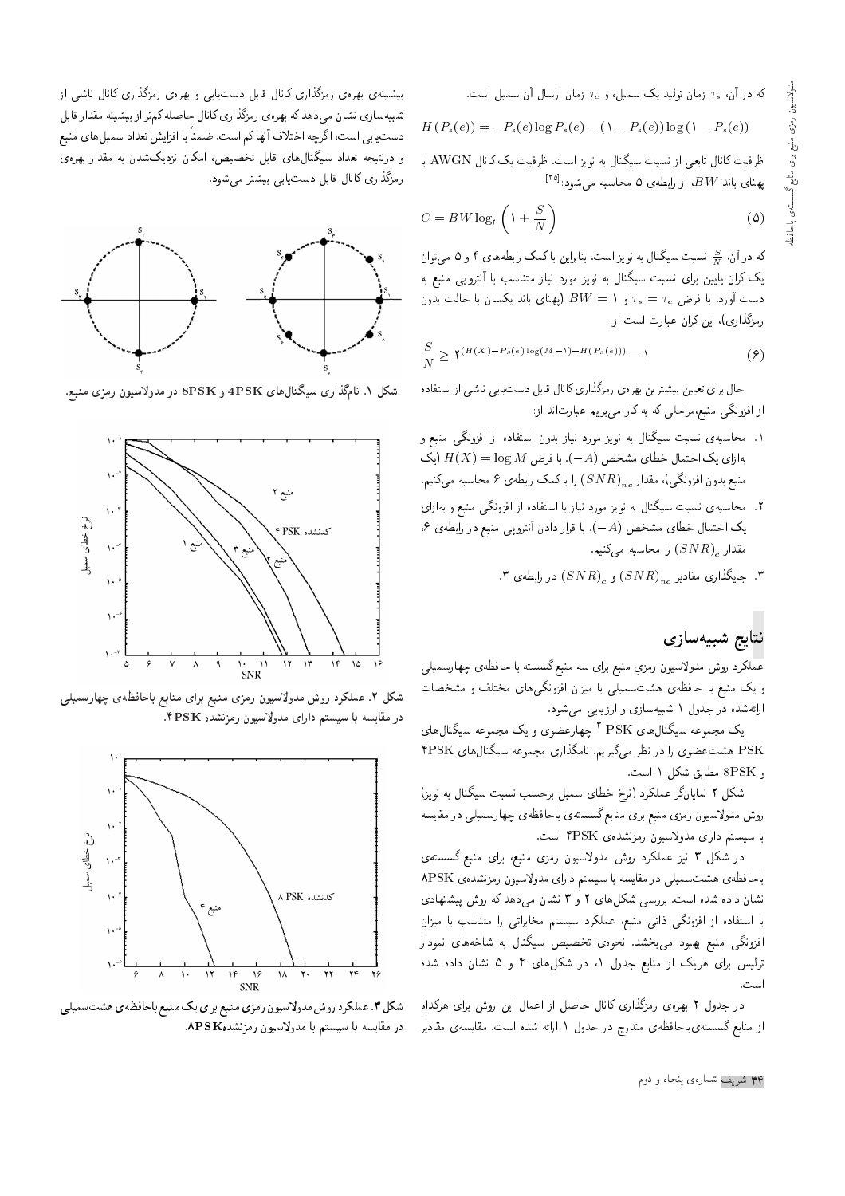که در آن، $\tau_s$ زمان تولید یک سمبل، و $\tau_c$ زمان ارسال آن سمبل است.

$$H(P_s(e)) = -P_s(e)\log P_s(e) - (1 - P_s(e))\log(1 - P_s(e))$$

ظرفیت کانال تابعی از نسبت سیگنال به نویز است. ظرفیت یک کانال AWGN با پهنای باند $BW$، از رابطه‌ی ۵ محاسبه می‌شود:[25]

$$C = BW\log_2\left(1 + \frac{S}{N}\right) \tag{5}$$

که در آن، $\frac{S}{N}$ نسبت سیگنال به نویز است. بنابراین با کمک رابطه‌های ۴ و ۵ می‌توان یک کران پایین برای نسبت سیگنال به نویز مورد نیاز متناسب با آنتروپی منبع به دست آورد. با فرض $\tau_s = \tau_c$ و $BW = 1$ (پهنای باند یکسان با حالت بدون رمزگذاری)، این کران عبارت است از:

$$\frac{S}{N} \geq 2^{(H(X) - P_s(e)\log(M-1) - H(P_s(e)))} - 1 \tag{6}$$

حال برای تعیین بیشترین بهره‌ی رمزگذاری کانال قابل دست‌یابی ناشی از استفاده از افزونگی منبع،مراحلی که به کار می‌بریم عبارت‌اند از:

۱. محاسبه‌ی نسبت سیگنال به نویز مورد نیاز بدون استفاده از افزونگی منبع و به‌ازای یک احتمال خطای مشخص ($A-$). با فرض $H(X) = \log M$ (یک منبع بدون افزونگی)، مقدار $(SNR)_{nc}$ را با کمک رابطه‌ی ۶ محاسبه می‌کنیم.

۲. محاسبه‌ی نسبت سیگنال به نویز مورد نیاز با استفاده از افزونگی منبع و به‌ازای یک احتمال خطای مشخص ($A-$). با قرار دادن آنتروپی منبع در رابطه‌ی ۶، مقدار $(SNR)_c$ را محاسبه می‌کنیم.

۳. جایگذاری مقادیر $(SNR)_{nc}$ و $(SNR)_c$ در رابطه‌ی ۳.

## نتایج شبیه‌سازی

عملکرد روش مدولاسیون رمزی منبع برای سه منبع گسسته با حافظه‌ی چهارسمبلی و یک منبع با حافظه‌ی هشت‌سمبلی با میزان افزونگی‌های مختلف و مشخصات ارائه‌شده در جدول ۱ شبیه‌سازی و ارزیابی می‌شود.

یک مجموعه سیگنال‌های PSK [3] چهارعضوی و یک مجموعه سیگنال‌های PSK هشت‌عضوی را در نظر می‌گیریم. نام‌گذاری مجموعه سیگنال‌های 4PSK و 8PSK مطابق شکل ۱ است.

شکل ۲ نمایانگر عملکرد (نرخ خطای سمبل برحسب نسبت سیگنال به نویز) روش مدولاسیون رمزی منبع برای منابع گسسته‌ی باحافظه‌ی چهارسمبلی در مقایسه با سیستم دارای مدولاسیون رمزنشده‌ی 4PSK است.

در شکل ۳ نیز عملکرد روش مدولاسیون رمزی منبع، برای منبع گسسته‌ی باحافظه‌ی هشت‌سمبلی در مقایسه با سیستم دارای مدولاسیون رمزنشده‌ی 8PSK نشان داده شده است. بررسی شکل‌های ۲ و ۳ نشان می‌دهد که روش پیشنهادی با استفاده از افزونگی ذاتی منبع، عملکرد سیستم مخابراتی را متناسب با میزان افزونگی منبع بهبود می‌بخشد. نحوه‌ی تخصیص سیگنال به شاخه‌های نمودار ترلیس برای هریک از منابع جدول ۱، در شکل‌های ۴ و ۵ نشان داده شده است.

در جدول ۲ بهره‌ی رمزگذاری کانال حاصل از اعمال این روش برای هرکدام از منابع گسسته‌ی باحافظه‌ی مندرج در جدول ۱ ارائه شده است. مقایسه‌ی مقادیر بیشینه‌ی بهره‌ی رمزگذاری کانال قابل دست‌یابی و بهره‌ی رمزگذاری کانال ناشی از شبیه‌سازی نشان می‌دهد که بهره‌ی رمزگذاری کانال حاصله کم‌تر از بیشینه مقدار قابل دست‌یابی است، اگرچه اختلاف آنها کم است. ضمناً با افزایش تعداد سمبل‌های منبع و درنتیجه تعداد سیگنال‌های قابل تخصیص، امکان نزدیک‌شدن به مقدار بهره‌ی رمزگذاری کانال قابل دست‌یابی بیشتر می‌شود.

شکل ۱. نام‌گذاری سیگنال‌های 4PSK و 8PSK در مدولاسیون رمزی منبع.

شکل ۲. عملکرد روش مدولاسیون رمزی منبع برای منابع باحافظه‌ی چهارسمبلی در مقایسه با سیستم دارای مدولاسیون رمزنشده 4PSK.

شکل ۳. عملکرد روش مدولاسیون رمزی منبع برای یک منبع باحافظه‌ی هشت‌سمبلی در مقایسه با سیستم با مدولاسیون رمزنشده8PSK.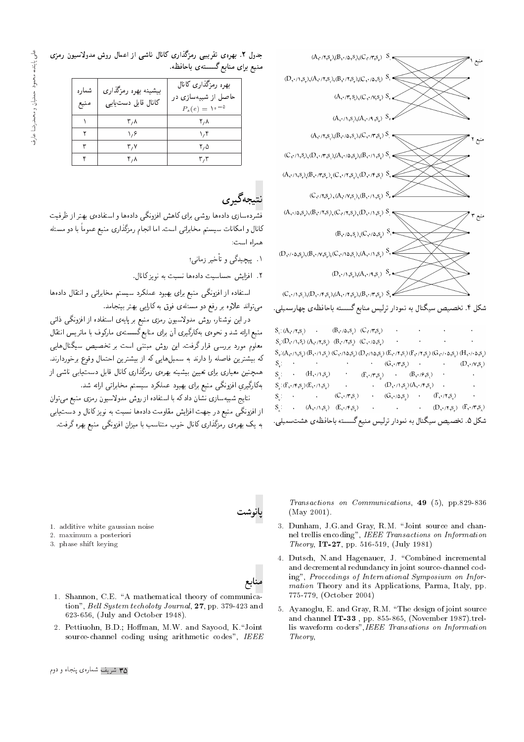جدول ۲. بهره‌ی تقریبی رمزگذاری کانال ناشی از اعمال روش مدولاسیون رمزی منبع برای منابع گسسته‌ی باحافظه.

| شماره منبع | بیشینه بهره رمزگذاری کانال قابل دستیابی | بهره رمزگذاری کانال حاصل از شبیه‌سازی در $P_s(e) = 10^{-5}$ |
| --- | --- | --- |
| ۱ | ۳/۸ | ۲/۸ |
| ۲ | ۱/۶ | ۱/۴ |
| ۳ | ۳/۷ | ۲/۵ |
| ۴ | ۴/۸ | ۳/۳ |

شکل ۴. تخصیص سیگنال به نمودار ترلیس منابع گسسته باحافظه‌ی چهارسمبلی.

شکل ۵. تخصیص سیگنال به نمودار ترلیس منبع گسسته باحافظه‌ی هشت‌سمبلی.

## نتیجه‌گیری

فشرده‌سازی داده‌ها روشی برای کاهش افزونگی داده‌ها و استفاده‌ی بهتر از ظرفیت کانال و امکانات سیستم مخابراتی است. اما انجام رمزگذاری منبع عموماً با دو مسئله همراه است:

۱. پیچیدگی و تأخیر زمانی؛

۲. افزایش حساسیت داده‌ها نسبت به نویز کانال.

استفاده از افزونگی منبع برای بهبود عملکرد سیستم مخابراتی و انتقال داده‌ها می‌تواند علاوه بر رفع دو مسئله‌ی فوق به کارایی بهتر بینجامد.

در این نوشتار، روش مدولاسیون رمزی منبع بر پایه‌ی استفاده از افزونگی ذاتی منبع ارائه شد و نحوه‌ی به‌کارگیری آن برای منابع گسسته‌ی مارکوف با ماتریس انتقال معلوم مورد بررسی قرار گرفت. این روش مبتنی است بر تخصیص سیگنال‌هایی که بیشترین فاصله را دارند به سمبل‌هایی که از بیشترین احتمال وقوع برخوردارند. همچنین معیاری برای تعیین بیشینه بهره‌ی رمزگذاری کانال قابل دستیابی ناشی از به‌کارگیری افزونگی منبع برای بهبود عملکرد سیستم مخابراتی ارائه شد.

نتایج شبیه‌سازی نشان داد که با استفاده از روش مدولاسیون رمزی منبع می‌توان از افزونگی منبع در جهت افزایش مقاومت داده‌ها نسبت به نویز کانال و دستیابی به یک بهره‌ی رمزگذاری کانال خوب متناسب با میزان افزونگی منبع بهره گرفت.

## پانوشت

1. additive white gaussian noise
2. maximum a posteriori
3. phase shift keying

## منابع

1. Shannon, C.E. "A mathematical theory of communication", *Bell System techoloty Journal*, **27**, pp. 379-423 and 623-656, (July and October 1948).
2. Pettiuohn, B.D.; Hoffman, M.W. and Sayood, K."Joint source-channel coding using arithmetic codes", *IEEE Transactions on Communications*, **49** (5), pp.829-836 (May 2001).
3. Dunham, J.G.and Gray, R.M. "Joint source and channel trellis encoding", *IEEE Transactions on Information Theory*, **IT-27**, pp. 516-519, (July 1981)
4. Dutsch, N.and Hagenauer, J. "Combined incremental and decremental redundancy in joint source-channel coding", *Proceedings of International Symposium on Information* Theory and its Applications, Parma, Italy, pp. 775-779, (October 2004)
5. Ayanoglu, E. and Gray, R.M. "The design of joint source and channel **IT-33** , pp. 855-865, (November 1987).trellis waveform coders", *IEEE Transations on Information Theory*,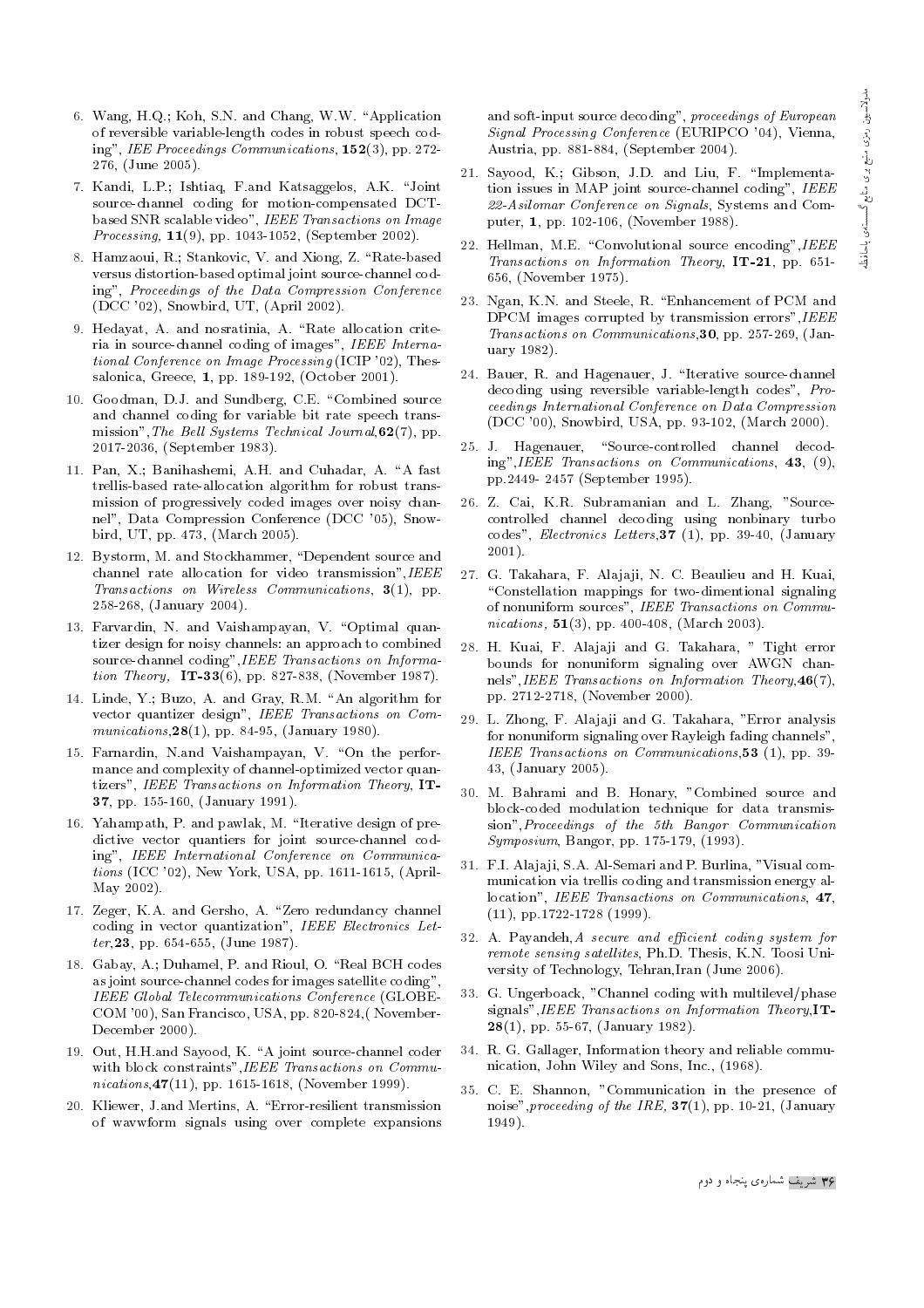6. Wang, H.Q.; Koh, S.N. and Chang, W.W. "Application of reversible variable-length codes in robust speech coding", *IEE Proceedings Communications*, **152**(3), pp. 272-276, (June 2005).

7. Kandi, L.P.; Ishtiaq, F.and Katsaggelos, A.K. "Joint source-channel coding for motion-compensated DCT-based SNR scalable video", *IEEE Transactions on Image Processing*, **11**(9), pp. 1043-1052, (September 2002).

8. Hamzaoui, R.; Stankovic, V. and Xiong, Z. "Rate-based versus distortion-based optimal joint source-channel coding", *Proceedings of the Data Compression Conference* (DCC '02), Snowbird, UT, (April 2002).

9. Hedayat, A. and nosratinia, A. "Rate allocation criteria in source-channel coding of images", *IEEE International Conference on Image Processing* (ICIP '02), Thessalonica, Greece, **1**, pp. 189-192, (October 2001).

10. Goodman, D.J. and Sundberg, C.E. "Combined source and channel coding for variable bit rate speech transmission", *The Bell Systems Technical Journal*, **62**(7), pp. 2017-2036, (September 1983).

11. Pan, X.; Banihashemi, A.H. and Cuhadar, A. "A fast trellis-based rate-allocation algorithm for robust transmission of progressively coded images over noisy channel", Data Compression Conference (DCC '05), Snowbird, UT, pp. 473, (March 2005).

12. Bystorm, M. and Stockhammer, "Dependent source and channel rate allocation for video transmission", *IEEE Transactions on Wireless Communications*, **3**(1), pp. 258-268, (January 2004).

13. Farvardin, N. and Vaishampayan, V. "Optimal quantizer design for noisy channels: an approach to combined source-channel coding", *IEEE Transactions on Information Theory*, **IT-33**(6), pp. 827-838, (November 1987).

14. Linde, Y.; Buzo, A. and Gray, R.M. "An algorithm for vector quantizer design", *IEEE Transactions on Communications*, **28**(1), pp. 84-95, (January 1980).

15. Farnardin, N.and Vaishampayan, V. "On the performance and complexity of channel-optimized vector quantizers", *IEEE Transactions on Information Theory*, **IT-37**, pp. 155-160, (January 1991).

16. Yahampath, P. and pawlak, M. "Iterative design of predictive vector quantiers for joint source-channel coding", *IEEE International Conference on Communications* (ICC '02), New York, USA, pp. 1611-1615, (April-May 2002).

17. Zeger, K.A. and Gersho, A. "Zero redundancy channel coding in vector quantization", *IEEE Electronics Letter*, **23**, pp. 654-655, (June 1987).

18. Gabay, A.; Duhamel, P. and Rioul, O. "Real BCH codes as joint source-channel codes for images satellite coding", *IEEE Global Telecommunications Conference* (GLOBECOM '00), San Francisco, USA, pp. 820-824,( November-December 2000).

19. Out, H.H.and Sayood, K. "A joint source-channel coder with block constraints", *IEEE Transactions on Communications*, **47**(11), pp. 1615-1618, (November 1999).

20. Kliewer, J.and Mertins, A. "Error-resilient transmission of wavwform signals using over complete expansions and soft-input source decoding", *proceedings of European Signal Processing Conference* (EURIPCO '04), Vienna, Austria, pp. 881-884, (September 2004).

21. Sayood, K.; Gibson, J.D. and Liu, F. "Implementation issues in MAP joint source-channel coding", *IEEE 22-Asilomar Conference on Signals*, Systems and Computer, **1**, pp. 102-106, (November 1988).

22. Hellman, M.E. "Convolutional source encoding", *IEEE Transactions on Information Theory*, **IT-21**, pp. 651-656, (November 1975).

23. Ngan, K.N. and Steele, R. "Enhancement of PCM and DPCM images corrupted by transmission errors", *IEEE Transactions on Communications*, **30**, pp. 257-269, (January 1982).

24. Bauer, R. and Hagenauer, J. "Iterative source-channel decoding using reversible variable-length codes", *Proceedings International Conference on Data Compression* (DCC '00), Snowbird, USA, pp. 93-102, (March 2000).

25. J. Hagenauer, "Source-controlled channel decoding", *IEEE Transactions on Communications*, **43**, (9), pp.2449- 2457 (September 1995).

26. Z. Cai, K.R. Subramanian and L. Zhang, "Source-controlled channel decoding using nonbinary turbo codes", *Electronics Letters*, **37** (1), pp. 39-40, (January 2001).

27. G. Takahara, F. Alajaji, N. C. Beaulieu and H. Kuai, "Constellation mappings for two-dimentional signaling of nonuniform sources", *IEEE Transactions on Communications*, **51**(3), pp. 400-408, (March 2003).

28. H. Kuai, F. Alajaji and G. Takahara, " Tight error bounds for nonuniform signaling over AWGN channels", *IEEE Transactions on Information Theory*, **46**(7), pp. 2712-2718, (November 2000).

29. L. Zhong, F. Alajaji and G. Takahara, "Error analysis for nonuniform signaling over Rayleigh fading channels", *IEEE Transactions on Communications*, **53** (1), pp. 39-43, (January 2005).

30. M. Bahrami and B. Honary, "Combined source and block-coded modulation technique for data transmission", *Proceedings of the 5th Bangor Communication Symposium*, Bangor, pp. 175-179, (1993).

31. F.I. Alajaji, S.A. Al-Semari and P. Burlina, "Visual communication via trellis coding and transmission energy allocation", *IEEE Transactions on Communications*, **47**, (11), pp.1722-1728 (1999).

32. A. Payandeh, *A secure and efficient coding system for remote sensing satellites*, Ph.D. Thesis, K.N. Toosi University of Technology, Tehran,Iran (June 2006).

33. G. Ungerboack, "Channel coding with multilevel/phase signals", *IEEE Transactions on Information Theory*, **IT-28**(1), pp. 55-67, (January 1982).

34. R. G. Gallager, Information theory and reliable communication, John Wiley and Sons, Inc., (1968).

35. C. E. Shannon, "Communication in the presence of noise", *proceeding of the IRE*, **37**(1), pp. 10-21, (January 1949).